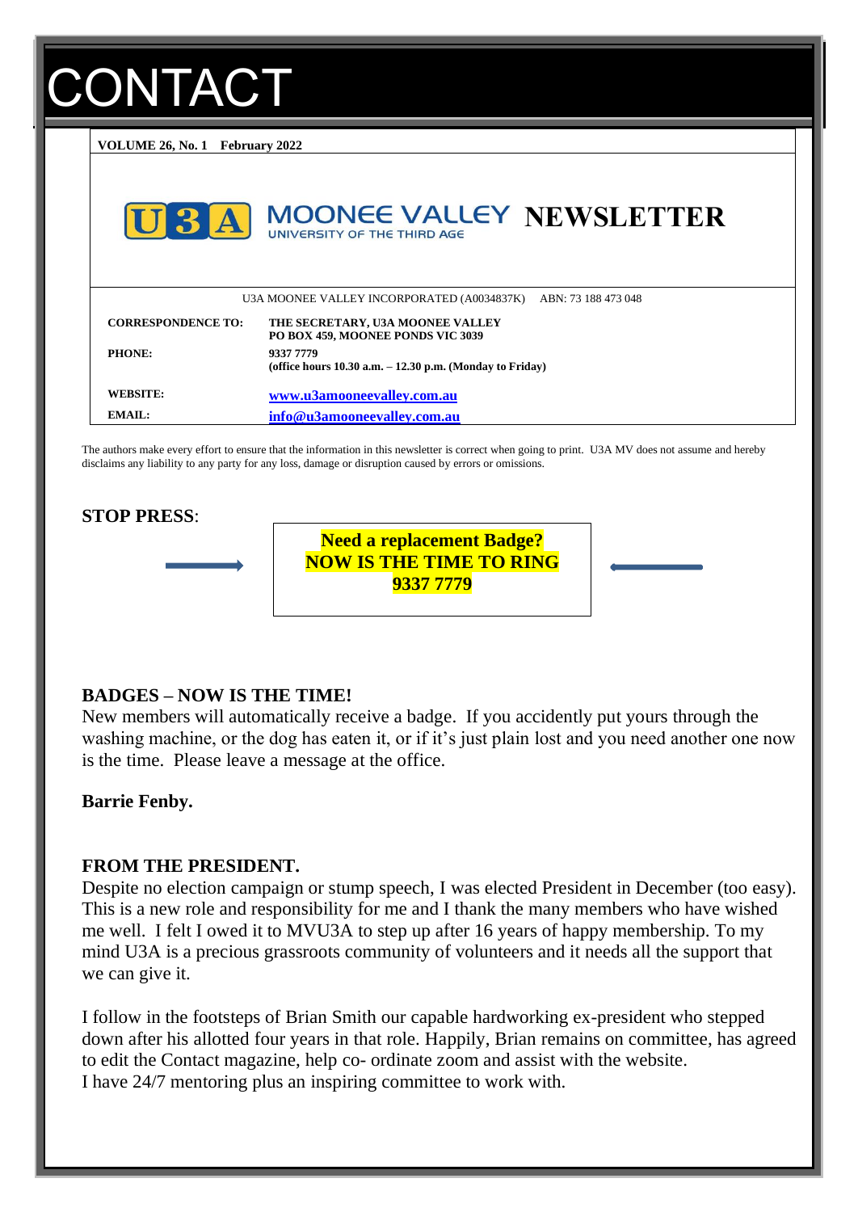# CONTACT

**VOLUME 26, No. 1 February 2022**

## MOONEE VALLEY NEWSLETTER

UNIVERSITY OF THE THIRD AGE

U3A MOONEE VALLEY INCORPORATED (A0034837K) ABN: 73 188 473 048

| | |
|---|---|
| **CORRESPONDENCE TO:** | **THE SECRETARY, U3A MOONEE VALLEY PO BOX 459, MOONEE PONDS VIC 3039** |
| **PHONE:** | **9337 7779 (office hours 10.30 a.m. – 12.30 p.m. (Monday to Friday)** |
| **WEBSITE:** | **www.u3amooneevalley.com.au** |
| **EMAIL:** | **info@u3amooneevalley.com.au** |

The authors make every effort to ensure that the information in this newsletter is correct when going to print. U3A MV does not assume and hereby disclaims any liability to any party for any loss, damage or disruption caused by errors or omissions.

**STOP PRESS**:

**Need a replacement Badge?**
**NOW IS THE TIME TO RING**
**9337 7779**

### BADGES – NOW IS THE TIME!

New members will automatically receive a badge. If you accidently put yours through the washing machine, or the dog has eaten it, or if it's just plain lost and you need another one now is the time. Please leave a message at the office.

**Barrie Fenby.**

### FROM THE PRESIDENT.

Despite no election campaign or stump speech, I was elected President in December (too easy). This is a new role and responsibility for me and I thank the many members who have wished me well. I felt I owed it to MVU3A to step up after 16 years of happy membership. To my mind U3A is a precious grassroots community of volunteers and it needs all the support that we can give it.

I follow in the footsteps of Brian Smith our capable hardworking ex-president who stepped down after his allotted four years in that role. Happily, Brian remains on committee, has agreed to edit the Contact magazine, help co- ordinate zoom and assist with the website.
I have 24/7 mentoring plus an inspiring committee to work with.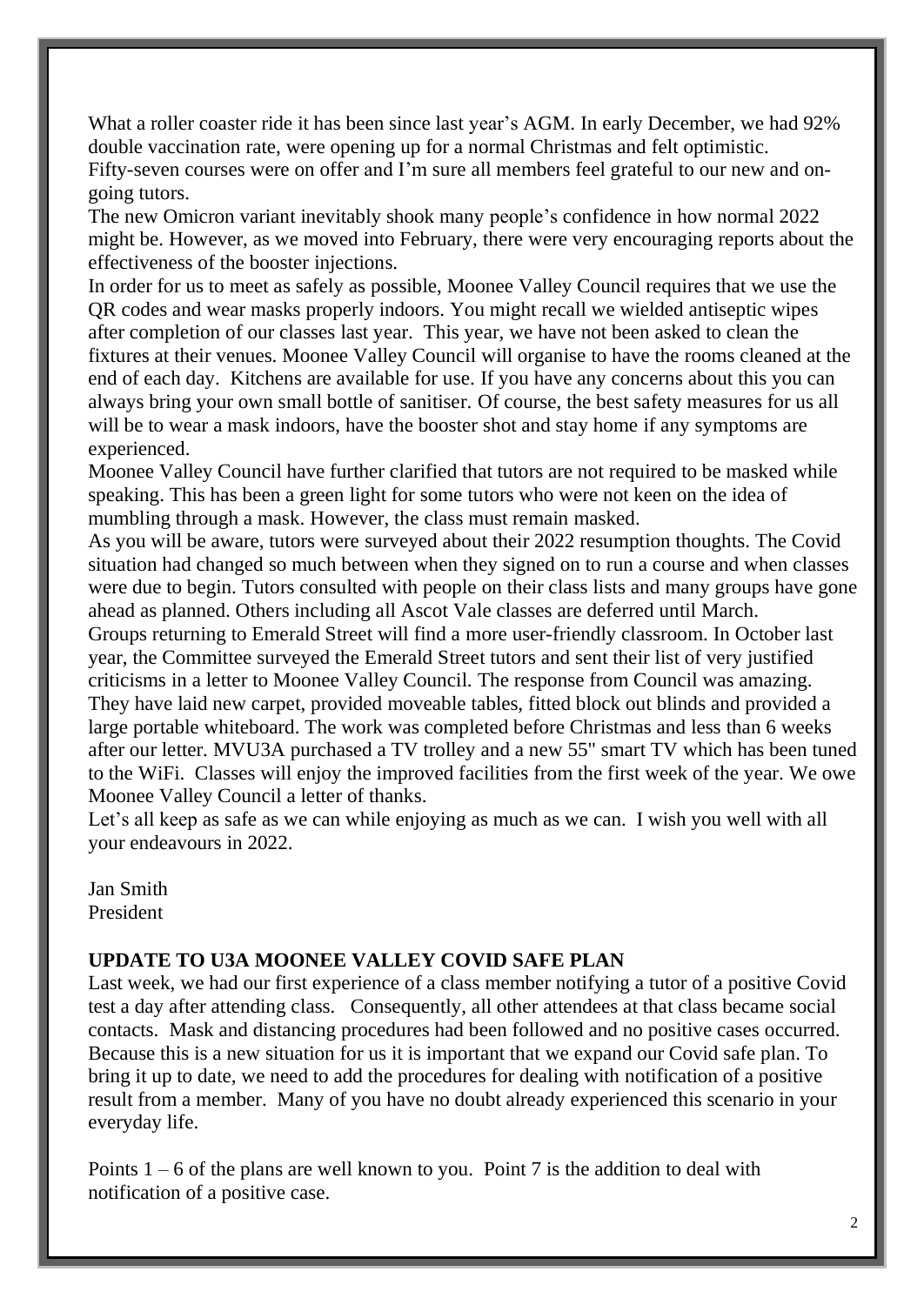What a roller coaster ride it has been since last year's AGM. In early December, we had 92% double vaccination rate, were opening up for a normal Christmas and felt optimistic. Fifty-seven courses were on offer and I'm sure all members feel grateful to our new and on-going tutors.

The new Omicron variant inevitably shook many people's confidence in how normal 2022 might be. However, as we moved into February, there were very encouraging reports about the effectiveness of the booster injections.

In order for us to meet as safely as possible, Moonee Valley Council requires that we use the QR codes and wear masks properly indoors. You might recall we wielded antiseptic wipes after completion of our classes last year. This year, we have not been asked to clean the fixtures at their venues. Moonee Valley Council will organise to have the rooms cleaned at the end of each day. Kitchens are available for use. If you have any concerns about this you can always bring your own small bottle of sanitiser. Of course, the best safety measures for us all will be to wear a mask indoors, have the booster shot and stay home if any symptoms are experienced.

Moonee Valley Council have further clarified that tutors are not required to be masked while speaking. This has been a green light for some tutors who were not keen on the idea of mumbling through a mask. However, the class must remain masked.

As you will be aware, tutors were surveyed about their 2022 resumption thoughts. The Covid situation had changed so much between when they signed on to run a course and when classes were due to begin. Tutors consulted with people on their class lists and many groups have gone ahead as planned. Others including all Ascot Vale classes are deferred until March.

Groups returning to Emerald Street will find a more user-friendly classroom. In October last year, the Committee surveyed the Emerald Street tutors and sent their list of very justified criticisms in a letter to Moonee Valley Council. The response from Council was amazing. They have laid new carpet, provided moveable tables, fitted block out blinds and provided a large portable whiteboard. The work was completed before Christmas and less than 6 weeks after our letter. MVU3A purchased a TV trolley and a new 55" smart TV which has been tuned to the WiFi. Classes will enjoy the improved facilities from the first week of the year. We owe Moonee Valley Council a letter of thanks.

Let's all keep as safe as we can while enjoying as much as we can. I wish you well with all your endeavours in 2022.

Jan Smith
President

## UPDATE TO U3A MOONEE VALLEY COVID SAFE PLAN

Last week, we had our first experience of a class member notifying a tutor of a positive Covid test a day after attending class. Consequently, all other attendees at that class became social contacts. Mask and distancing procedures had been followed and no positive cases occurred. Because this is a new situation for us it is important that we expand our Covid safe plan. To bring it up to date, we need to add the procedures for dealing with notification of a positive result from a member. Many of you have no doubt already experienced this scenario in your everyday life.

Points 1 – 6 of the plans are well known to you. Point 7 is the addition to deal with notification of a positive case.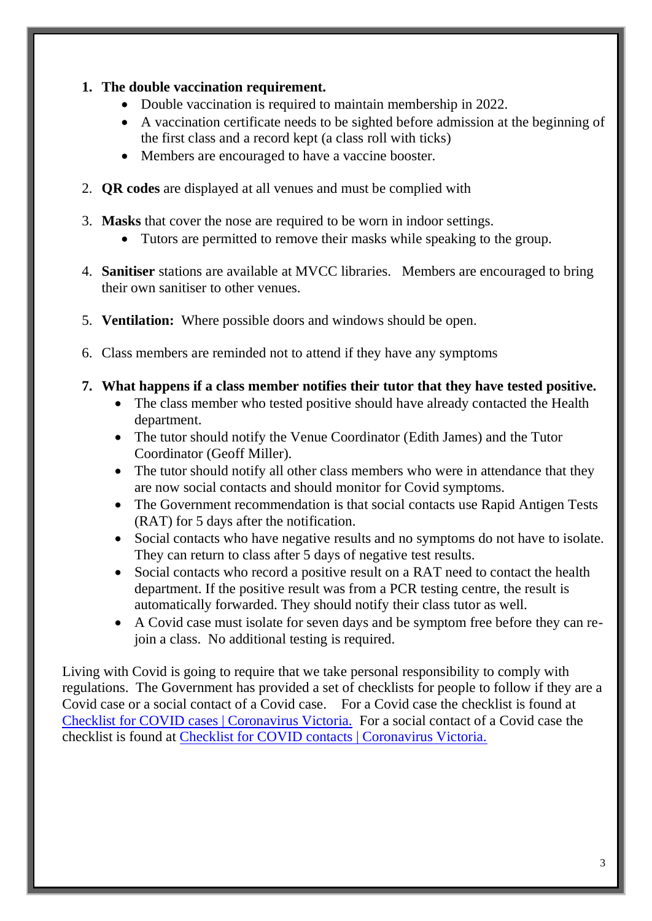1. **The double vaccination requirement.**
    - Double vaccination is required to maintain membership in 2022.
    - A vaccination certificate needs to be sighted before admission at the beginning of the first class and a record kept (a class roll with ticks)
    - Members are encouraged to have a vaccine booster.

2. **QR codes** are displayed at all venues and must be complied with

3. **Masks** that cover the nose are required to be worn in indoor settings.
    - Tutors are permitted to remove their masks while speaking to the group.

4. **Sanitiser** stations are available at MVCC libraries. Members are encouraged to bring their own sanitiser to other venues.

5. **Ventilation:** Where possible doors and windows should be open.

6. Class members are reminded not to attend if they have any symptoms

7. **What happens if a class member notifies their tutor that they have tested positive.**
    - The class member who tested positive should have already contacted the Health department.
    - The tutor should notify the Venue Coordinator (Edith James) and the Tutor Coordinator (Geoff Miller).
    - The tutor should notify all other class members who were in attendance that they are now social contacts and should monitor for Covid symptoms.
    - The Government recommendation is that social contacts use Rapid Antigen Tests (RAT) for 5 days after the notification.
    - Social contacts who have negative results and no symptoms do not have to isolate. They can return to class after 5 days of negative test results.
    - Social contacts who record a positive result on a RAT need to contact the health department. If the positive result was from a PCR testing centre, the result is automatically forwarded. They should notify their class tutor as well.
    - A Covid case must isolate for seven days and be symptom free before they can re-join a class. No additional testing is required.

Living with Covid is going to require that we take personal responsibility to comply with regulations. The Government has provided a set of checklists for people to follow if they are a Covid case or a social contact of a Covid case. For a Covid case the checklist is found at Checklist for COVID cases | Coronavirus Victoria. For a social contact of a Covid case the checklist is found at Checklist for COVID contacts | Coronavirus Victoria.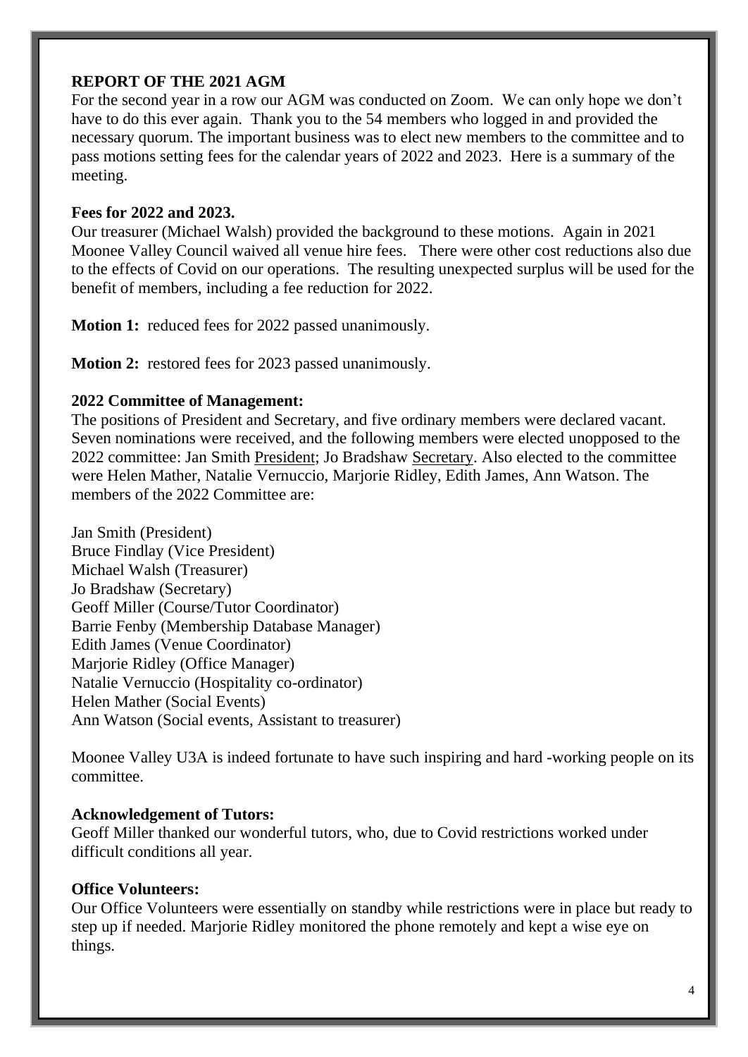## REPORT OF THE 2021 AGM

For the second year in a row our AGM was conducted on Zoom. We can only hope we don't have to do this ever again. Thank you to the 54 members who logged in and provided the necessary quorum. The important business was to elect new members to the committee and to pass motions setting fees for the calendar years of 2022 and 2023. Here is a summary of the meeting.

### Fees for 2022 and 2023.

Our treasurer (Michael Walsh) provided the background to these motions. Again in 2021 Moonee Valley Council waived all venue hire fees. There were other cost reductions also due to the effects of Covid on our operations. The resulting unexpected surplus will be used for the benefit of members, including a fee reduction for 2022.

**Motion 1:** reduced fees for 2022 passed unanimously.

**Motion 2:** restored fees for 2023 passed unanimously.

### 2022 Committee of Management:

The positions of President and Secretary, and five ordinary members were declared vacant. Seven nominations were received, and the following members were elected unopposed to the 2022 committee: Jan Smith President; Jo Bradshaw Secretary. Also elected to the committee were Helen Mather, Natalie Vernuccio, Marjorie Ridley, Edith James, Ann Watson. The members of the 2022 Committee are:

Jan Smith (President)
Bruce Findlay (Vice President)
Michael Walsh (Treasurer)
Jo Bradshaw (Secretary)
Geoff Miller (Course/Tutor Coordinator)
Barrie Fenby (Membership Database Manager)
Edith James (Venue Coordinator)
Marjorie Ridley (Office Manager)
Natalie Vernuccio (Hospitality co-ordinator)
Helen Mather (Social Events)
Ann Watson (Social events, Assistant to treasurer)

Moonee Valley U3A is indeed fortunate to have such inspiring and hard -working people on its committee.

### Acknowledgement of Tutors:

Geoff Miller thanked our wonderful tutors, who, due to Covid restrictions worked under difficult conditions all year.

### Office Volunteers:

Our Office Volunteers were essentially on standby while restrictions were in place but ready to step up if needed. Marjorie Ridley monitored the phone remotely and kept a wise eye on things.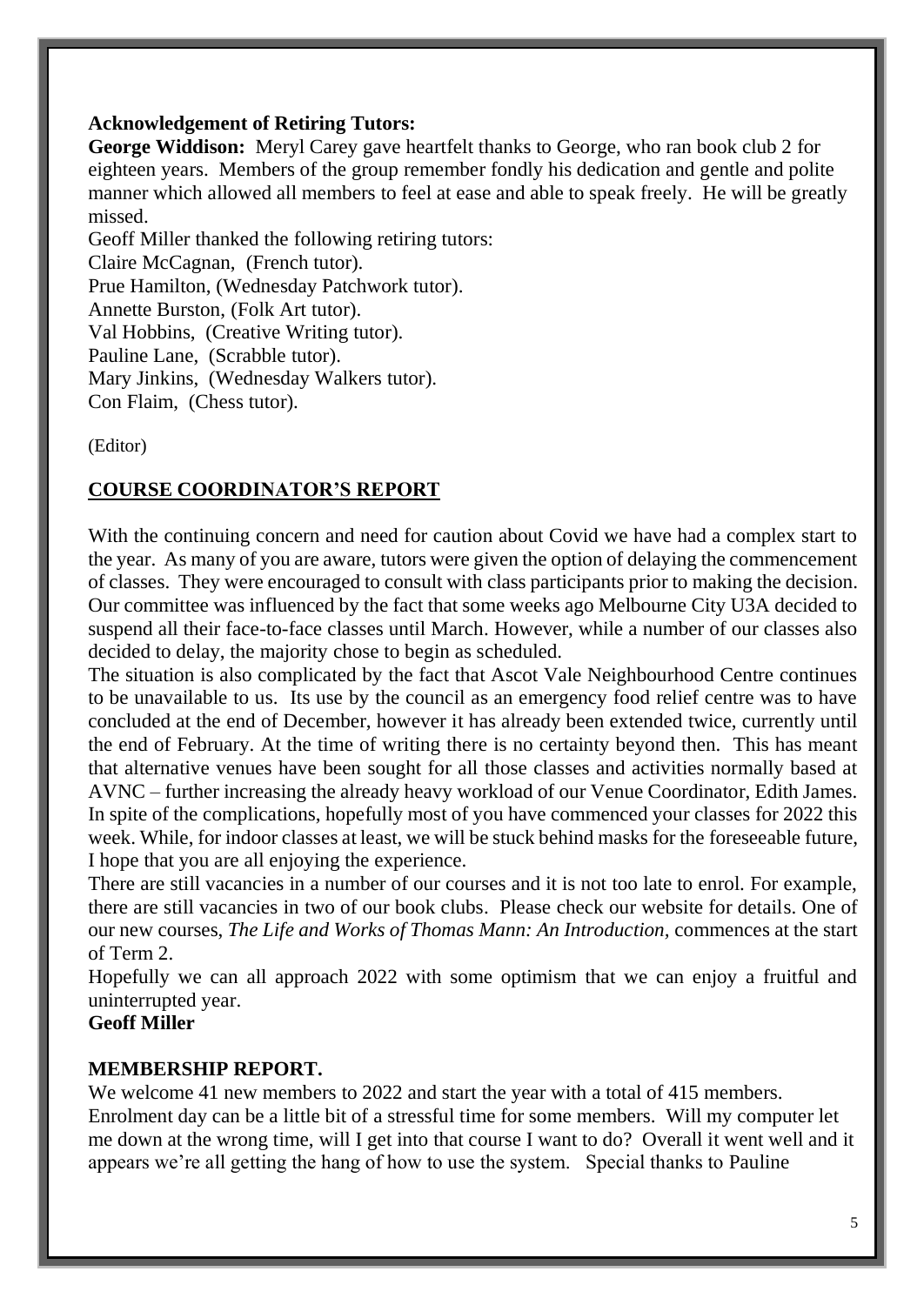**Acknowledgement of Retiring Tutors:**

**George Widdison:** Meryl Carey gave heartfelt thanks to George, who ran book club 2 for eighteen years. Members of the group remember fondly his dedication and gentle and polite manner which allowed all members to feel at ease and able to speak freely. He will be greatly missed.

Geoff Miller thanked the following retiring tutors:

Claire McCagnan, (French tutor).
Prue Hamilton, (Wednesday Patchwork tutor).
Annette Burston, (Folk Art tutor).
Val Hobbins, (Creative Writing tutor).
Pauline Lane, (Scrabble tutor).
Mary Jinkins, (Wednesday Walkers tutor).
Con Flaim, (Chess tutor).

(Editor)

## COURSE COORDINATOR'S REPORT

With the continuing concern and need for caution about Covid we have had a complex start to the year. As many of you are aware, tutors were given the option of delaying the commencement of classes. They were encouraged to consult with class participants prior to making the decision. Our committee was influenced by the fact that some weeks ago Melbourne City U3A decided to suspend all their face-to-face classes until March. However, while a number of our classes also decided to delay, the majority chose to begin as scheduled.

The situation is also complicated by the fact that Ascot Vale Neighbourhood Centre continues to be unavailable to us. Its use by the council as an emergency food relief centre was to have concluded at the end of December, however it has already been extended twice, currently until the end of February. At the time of writing there is no certainty beyond then. This has meant that alternative venues have been sought for all those classes and activities normally based at AVNC – further increasing the already heavy workload of our Venue Coordinator, Edith James. In spite of the complications, hopefully most of you have commenced your classes for 2022 this week. While, for indoor classes at least, we will be stuck behind masks for the foreseeable future, I hope that you are all enjoying the experience.

There are still vacancies in a number of our courses and it is not too late to enrol. For example, there are still vacancies in two of our book clubs. Please check our website for details. One of our new courses, *The Life and Works of Thomas Mann: An Introduction,* commences at the start of Term 2.

Hopefully we can all approach 2022 with some optimism that we can enjoy a fruitful and uninterrupted year.

**Geoff Miller**

## MEMBERSHIP REPORT.

We welcome 41 new members to 2022 and start the year with a total of 415 members. Enrolment day can be a little bit of a stressful time for some members. Will my computer let me down at the wrong time, will I get into that course I want to do? Overall it went well and it appears we're all getting the hang of how to use the system. Special thanks to Pauline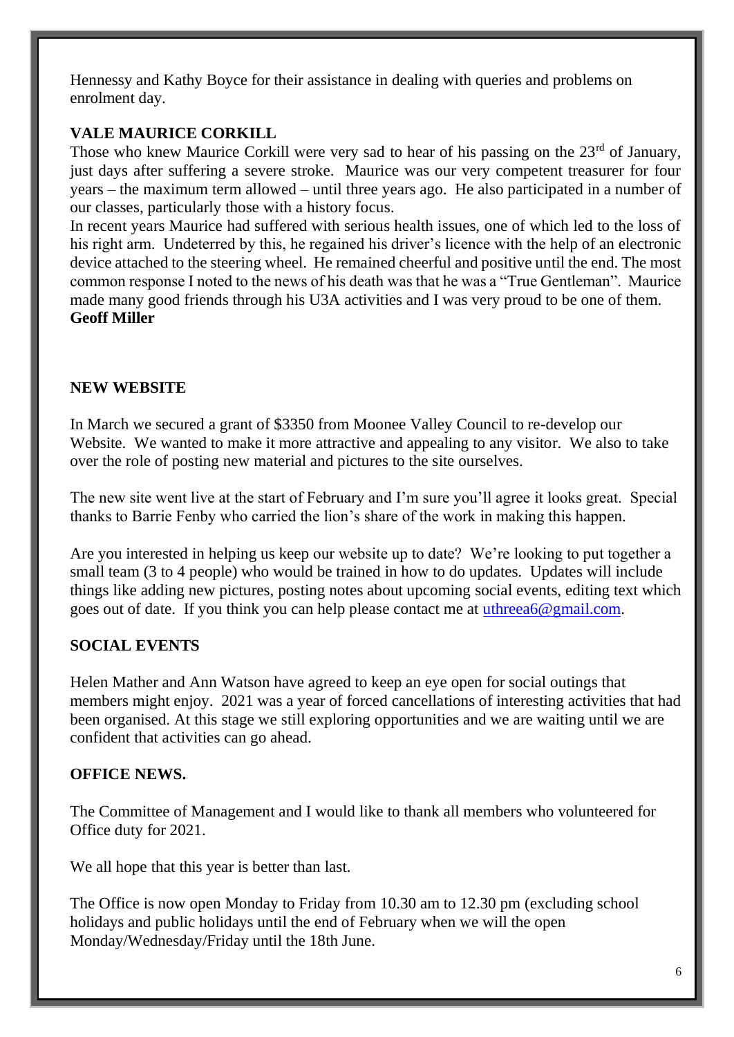Hennessy and Kathy Boyce for their assistance in dealing with queries and problems on enrolment day.

## VALE MAURICE CORKILL

Those who knew Maurice Corkill were very sad to hear of his passing on the 23rd of January, just days after suffering a severe stroke. Maurice was our very competent treasurer for four years – the maximum term allowed – until three years ago. He also participated in a number of our classes, particularly those with a history focus.

In recent years Maurice had suffered with serious health issues, one of which led to the loss of his right arm. Undeterred by this, he regained his driver's licence with the help of an electronic device attached to the steering wheel. He remained cheerful and positive until the end. The most common response I noted to the news of his death was that he was a "True Gentleman". Maurice made many good friends through his U3A activities and I was very proud to be one of them.

**Geoff Miller**

## NEW WEBSITE

In March we secured a grant of $3350 from Moonee Valley Council to re-develop our Website. We wanted to make it more attractive and appealing to any visitor. We also to take over the role of posting new material and pictures to the site ourselves.

The new site went live at the start of February and I'm sure you'll agree it looks great. Special thanks to Barrie Fenby who carried the lion's share of the work in making this happen.

Are you interested in helping us keep our website up to date? We're looking to put together a small team (3 to 4 people) who would be trained in how to do updates. Updates will include things like adding new pictures, posting notes about upcoming social events, editing text which goes out of date. If you think you can help please contact me at uthreea6@gmail.com.

## SOCIAL EVENTS

Helen Mather and Ann Watson have agreed to keep an eye open for social outings that members might enjoy. 2021 was a year of forced cancellations of interesting activities that had been organised. At this stage we still exploring opportunities and we are waiting until we are confident that activities can go ahead.

## OFFICE NEWS.

The Committee of Management and I would like to thank all members who volunteered for Office duty for 2021.

We all hope that this year is better than last.

The Office is now open Monday to Friday from 10.30 am to 12.30 pm (excluding school holidays and public holidays until the end of February when we will the open Monday/Wednesday/Friday until the 18th June.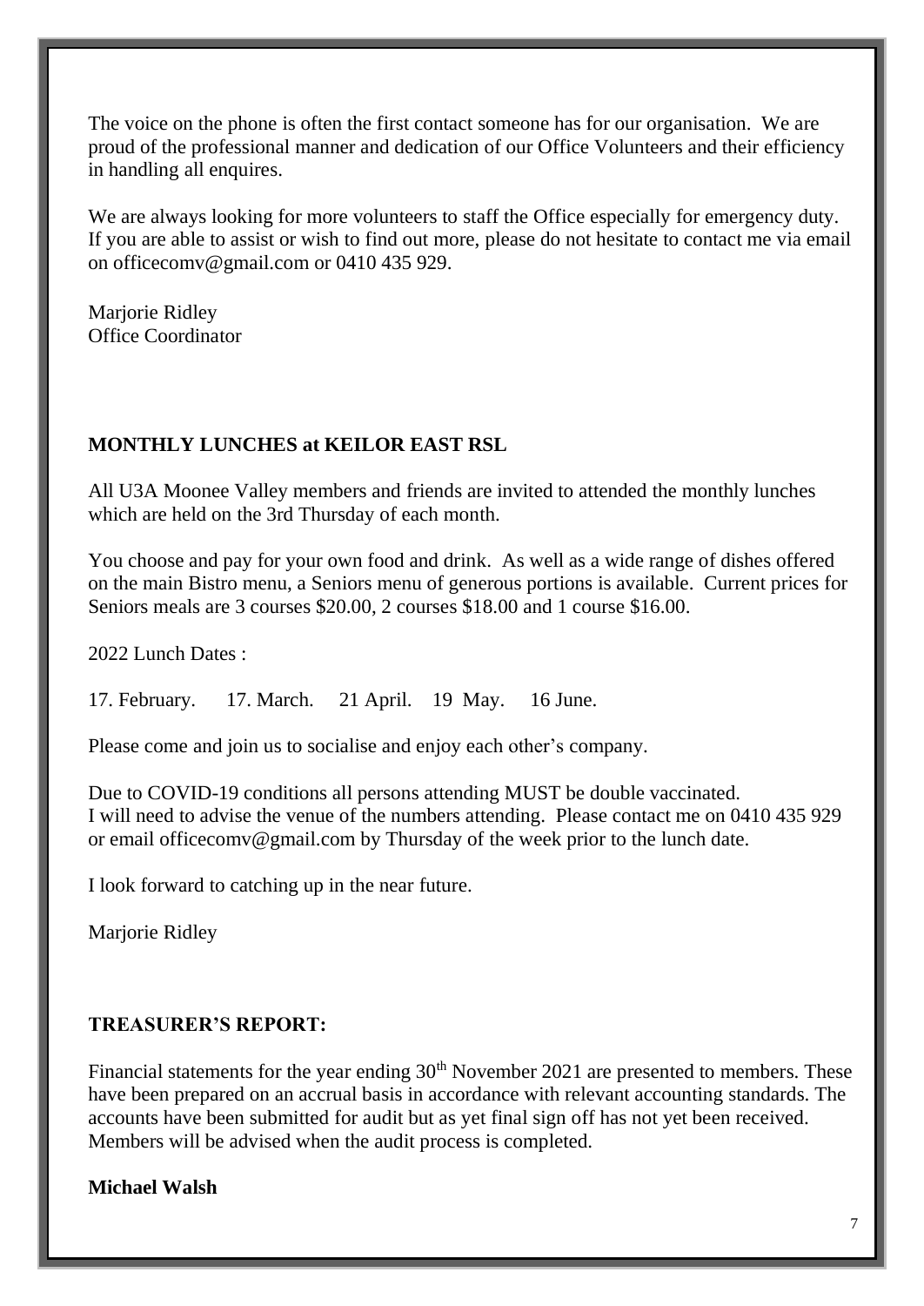The voice on the phone is often the first contact someone has for our organisation. We are proud of the professional manner and dedication of our Office Volunteers and their efficiency in handling all enquires.

We are always looking for more volunteers to staff the Office especially for emergency duty. If you are able to assist or wish to find out more, please do not hesitate to contact me via email on officecomv@gmail.com or 0410 435 929.

Marjorie Ridley
Office Coordinator

## MONTHLY LUNCHES at KEILOR EAST RSL

All U3A Moonee Valley members and friends are invited to attended the monthly lunches which are held on the 3rd Thursday of each month.

You choose and pay for your own food and drink. As well as a wide range of dishes offered on the main Bistro menu, a Seniors menu of generous portions is available. Current prices for Seniors meals are 3 courses \$20.00, 2 courses \$18.00 and 1 course \$16.00.

2022 Lunch Dates :

17. February. 17. March. 21 April. 19 May. 16 June.

Please come and join us to socialise and enjoy each other's company.

Due to COVID-19 conditions all persons attending MUST be double vaccinated.
I will need to advise the venue of the numbers attending. Please contact me on 0410 435 929 or email officecomv@gmail.com by Thursday of the week prior to the lunch date.

I look forward to catching up in the near future.

Marjorie Ridley

## TREASURER'S REPORT:

Financial statements for the year ending 30th November 2021 are presented to members. These have been prepared on an accrual basis in accordance with relevant accounting standards. The accounts have been submitted for audit but as yet final sign off has not yet been received. Members will be advised when the audit process is completed.

**Michael Walsh**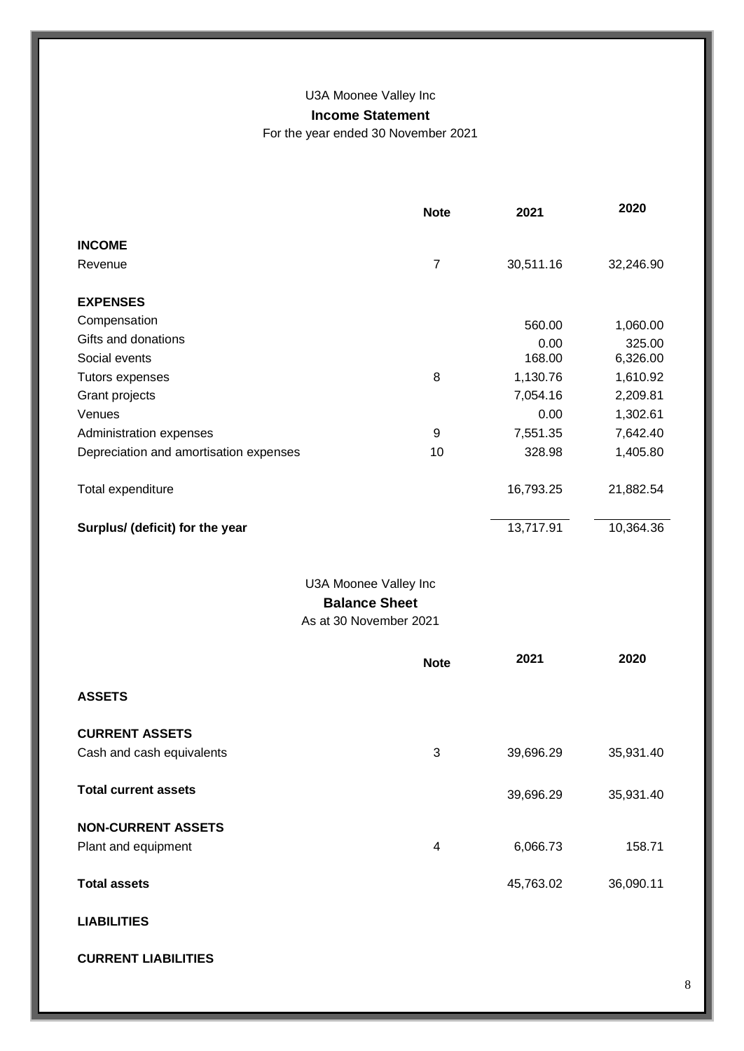U3A Moonee Valley Inc

## Income Statement

For the year ended 30 November 2021

| | Note | 2021 | 2020 |
|---|---|---|---|
| **INCOME** | | | |
| Revenue | 7 | 30,511.16 | 32,246.90 |
| **EXPENSES** | | | |
| Compensation | | 560.00 | 1,060.00 |
| Gifts and donations | | 0.00 | 325.00 |
| Social events | | 168.00 | 6,326.00 |
| Tutors expenses | 8 | 1,130.76 | 1,610.92 |
| Grant projects | | 7,054.16 | 2,209.81 |
| Venues | | 0.00 | 1,302.61 |
| Administration expenses | 9 | 7,551.35 | 7,642.40 |
| Depreciation and amortisation expenses | 10 | 328.98 | 1,405.80 |
| Total expenditure | | 16,793.25 | 21,882.54 |
| **Surplus/ (deficit) for the year** | | 13,717.91 | 10,364.36 |

U3A Moonee Valley Inc

## Balance Sheet

As at 30 November 2021

| | Note | 2021 | 2020 |
|---|---|---|---|
| **ASSETS** | | | |
| **CURRENT ASSETS** | | | |
| Cash and cash equivalents | 3 | 39,696.29 | 35,931.40 |
| **Total current assets** | | 39,696.29 | 35,931.40 |
| **NON-CURRENT ASSETS** | | | |
| Plant and equipment | 4 | 6,066.73 | 158.71 |
| **Total assets** | | 45,763.02 | 36,090.11 |
| **LIABILITIES** | | | |
| **CURRENT LIABILITIES** | | | |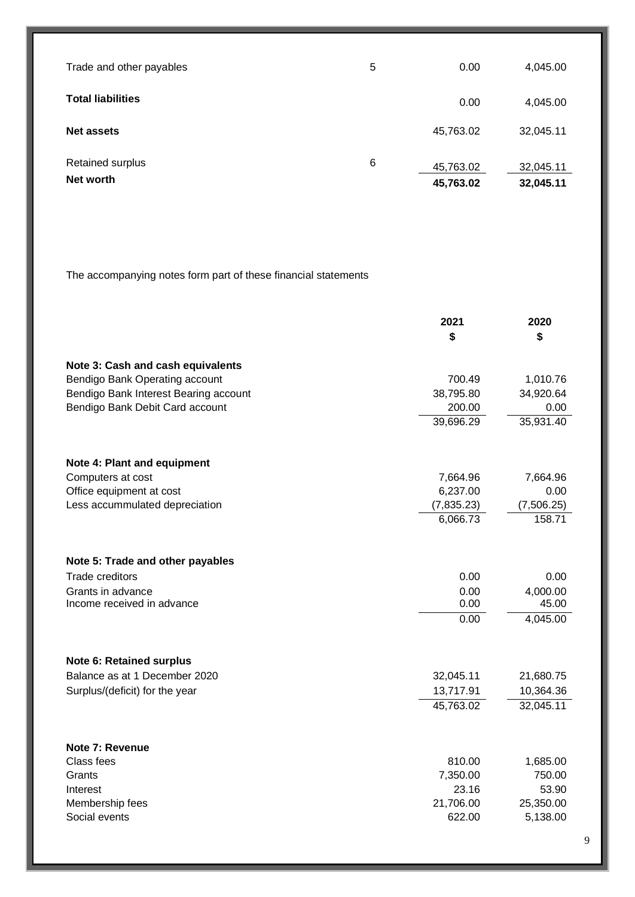| | | | |
|---|---|---|---|
| Trade and other payables | 5 | 0.00 | 4,045.00 |
| **Total liabilities** | | 0.00 | 4,045.00 |
| **Net assets** | | 45,763.02 | 32,045.11 |
| Retained surplus | 6 | 45,763.02 | 32,045.11 |
| **Net worth** | | **45,763.02** | **32,045.11** |

The accompanying notes form part of these financial statements

| | 2021 $ | 2020 $ |
|---|---|---|
| **Note 3: Cash and cash equivalents** | | |
| Bendigo Bank Operating account | 700.49 | 1,010.76 |
| Bendigo Bank Interest Bearing account | 38,795.80 | 34,920.64 |
| Bendigo Bank Debit Card account | 200.00 | 0.00 |
| | 39,696.29 | 35,931.40 |
| **Note 4: Plant and equipment** | | |
| Computers at cost | 7,664.96 | 7,664.96 |
| Office equipment at cost | 6,237.00 | 0.00 |
| Less accummulated depreciation | (7,835.23) | (7,506.25) |
| | 6,066.73 | 158.71 |
| **Note 5: Trade and other payables** | | |
| Trade creditors | 0.00 | 0.00 |
| Grants in advance | 0.00 | 4,000.00 |
| Income received in advance | 0.00 | 45.00 |
| | 0.00 | 4,045.00 |
| **Note 6: Retained surplus** | | |
| Balance as at 1 December 2020 | 32,045.11 | 21,680.75 |
| Surplus/(deficit) for the year | 13,717.91 | 10,364.36 |
| | 45,763.02 | 32,045.11 |
| **Note 7: Revenue** | | |
| Class fees | 810.00 | 1,685.00 |
| Grants | 7,350.00 | 750.00 |
| Interest | 23.16 | 53.90 |
| Membership fees | 21,706.00 | 25,350.00 |
| Social events | 622.00 | 5,138.00 |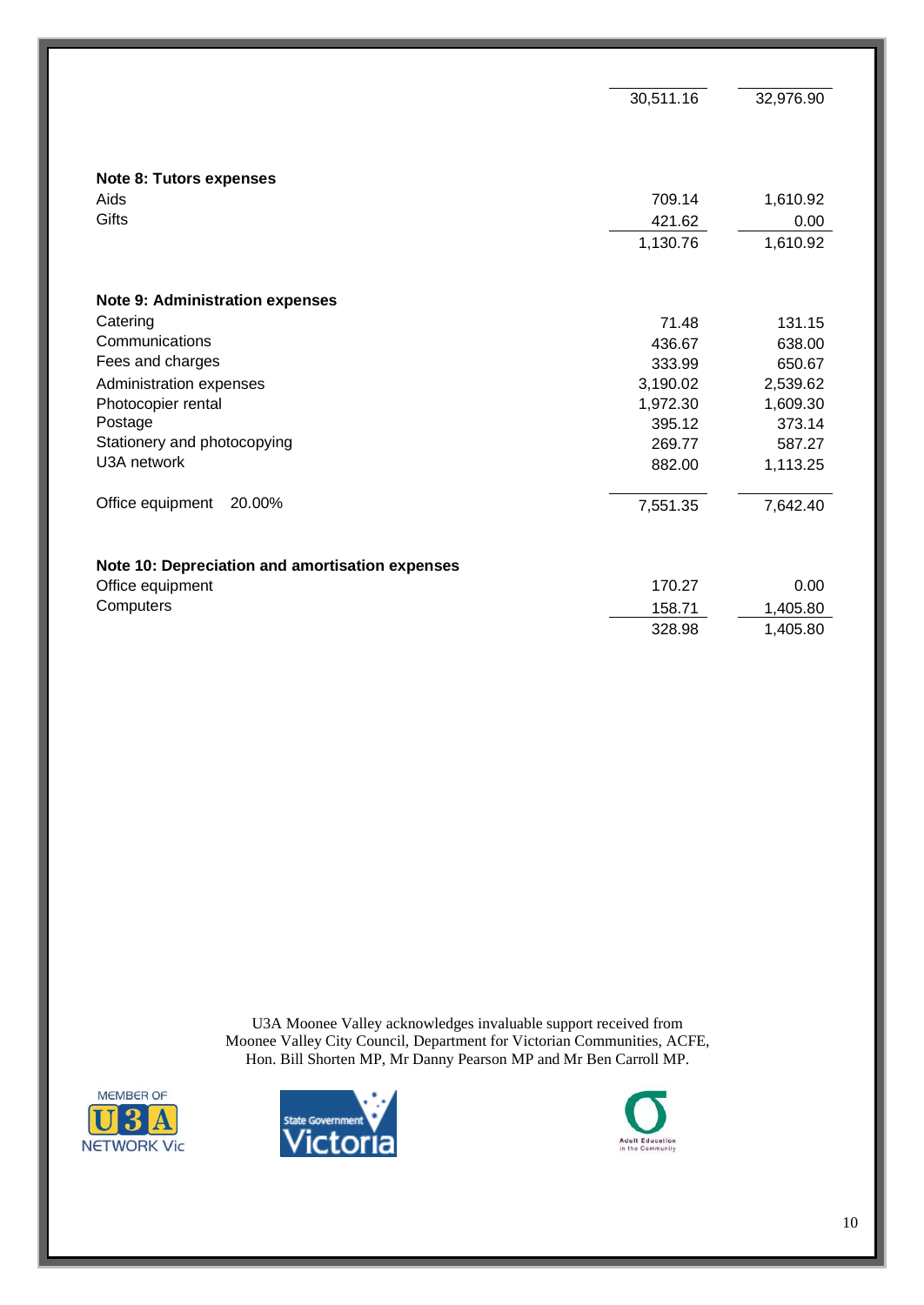| | | |
|---|---|---|
| | 30,511.16 | 32,976.90 |

**Note 8: Tutors expenses**

| | | |
|---|---|---|
| Aids | 709.14 | 1,610.92 |
| Gifts | 421.62 | 0.00 |
| | 1,130.76 | 1,610.92 |

**Note 9: Administration expenses**

| | | |
|---|---|---|
| Catering | 71.48 | 131.15 |
| Communications | 436.67 | 638.00 |
| Fees and charges | 333.99 | 650.67 |
| Administration expenses | 3,190.02 | 2,539.62 |
| Photocopier rental | 1,972.30 | 1,609.30 |
| Postage | 395.12 | 373.14 |
| Stationery and photocopying | 269.77 | 587.27 |
| U3A network | 882.00 | 1,113.25 |
| Office equipment 20.00% | 7,551.35 | 7,642.40 |

**Note 10: Depreciation and amortisation expenses**

| | | |
|---|---|---|
| Office equipment | 170.27 | 0.00 |
| Computers | 158.71 | 1,405.80 |
| | 328.98 | 1,405.80 |

U3A Moonee Valley acknowledges invaluable support received from Moonee Valley City Council, Department for Victorian Communities, ACFE, Hon. Bill Shorten MP, Mr Danny Pearson MP and Mr Ben Carroll MP.

MEMBER OF U3A NETWORK Vic

State Government Victoria

Adult Education in the Community